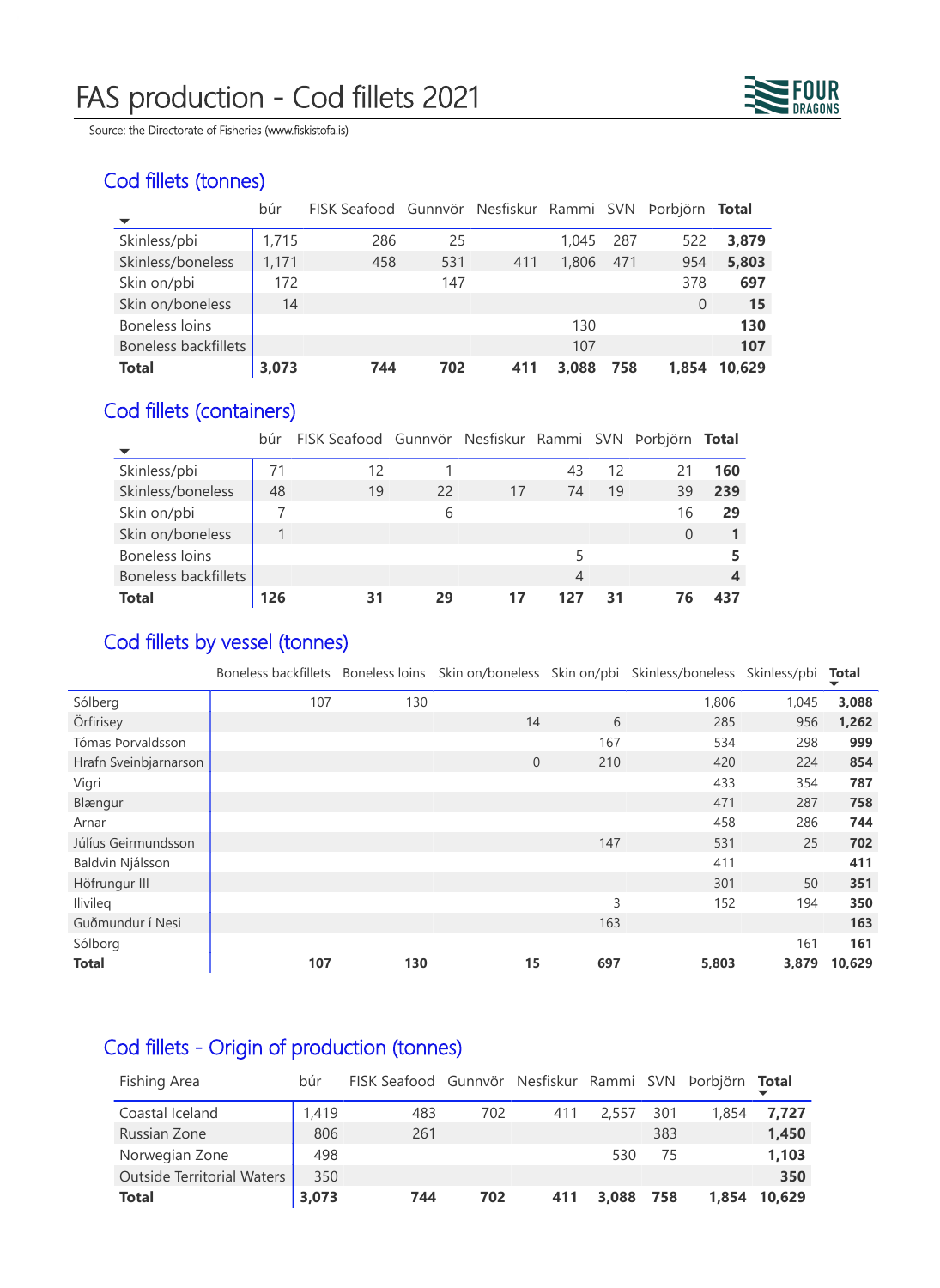# FAS production - Cod fillets 2021

Source: the Directorate of Fisheries (www.fiskistofa.is)

## Cod fillets (tonnes)

| | búr | FISK Seafood | Gunnvör | Nesfiskur | Rammi | SVN | Þorbjörn | **Total** |
|---|---|---|---|---|---|---|---|---|
| Skinless/pbi | 1,715 | 286 | 25 | | 1,045 | 287 | 522 | **3,879** |
| Skinless/boneless | 1,171 | 458 | 531 | 411 | 1,806 | 471 | 954 | **5,803** |
| Skin on/pbi | 172 | | 147 | | | | 378 | **697** |
| Skin on/boneless | 14 | | | | | | 0 | **15** |
| Boneless loins | | | | | 130 | | | **130** |
| Boneless backfillets | | | | | 107 | | | **107** |
| **Total** | **3,073** | **744** | **702** | **411** | **3,088** | **758** | **1,854** | **10,629** |

## Cod fillets (containers)

| | búr | FISK Seafood | Gunnvör | Nesfiskur | Rammi | SVN | Þorbjörn | **Total** |
|---|---|---|---|---|---|---|---|---|
| Skinless/pbi | 71 | 12 | 1 | | 43 | 12 | 21 | **160** |
| Skinless/boneless | 48 | 19 | 22 | 17 | 74 | 19 | 39 | **239** |
| Skin on/pbi | 7 | | 6 | | | | 16 | **29** |
| Skin on/boneless | 1 | | | | | | 0 | **1** |
| Boneless loins | | | | | 5 | | | **5** |
| Boneless backfillets | | | | | 4 | | | **4** |
| **Total** | **126** | **31** | **29** | **17** | **127** | **31** | **76** | **437** |

## Cod fillets by vessel (tonnes)

| | Boneless backfillets | Boneless loins | Skin on/boneless | Skin on/pbi | Skinless/boneless | Skinless/pbi | **Total** |
|---|---|---|---|---|---|---|---|
| Sólberg | 107 | 130 | | | 1,806 | 1,045 | **3,088** |
| Örfirisey | | | 14 | 6 | 285 | 956 | **1,262** |
| Tómas Þorvaldsson | | | | 167 | 534 | 298 | **999** |
| Hrafn Sveinbjarnarson | | | 0 | 210 | 420 | 224 | **854** |
| Vigri | | | | | 433 | 354 | **787** |
| Blængur | | | | | 471 | 287 | **758** |
| Arnar | | | | | 458 | 286 | **744** |
| Júlíus Geirmundsson | | | | 147 | 531 | 25 | **702** |
| Baldvin Njálsson | | | | | 411 | | **411** |
| Höfrungur III | | | | | 301 | 50 | **351** |
| Ilivileq | | | | 3 | 152 | 194 | **350** |
| Guðmundur í Nesi | | | | 163 | | | **163** |
| Sólborg | | | | | | 161 | **161** |
| **Total** | **107** | **130** | **15** | **697** | **5,803** | **3,879** | **10,629** |

## Cod fillets - Origin of production (tonnes)

| Fishing Area | búr | FISK Seafood | Gunnvör | Nesfiskur | Rammi | SVN | Þorbjörn | **Total** |
|---|---|---|---|---|---|---|---|---|
| Coastal Iceland | 1,419 | 483 | 702 | 411 | 2,557 | 301 | 1,854 | **7,727** |
| Russian Zone | 806 | 261 | | | | 383 | | **1,450** |
| Norwegian Zone | 498 | | | | 530 | 75 | | **1,103** |
| Outside Territorial Waters | 350 | | | | | | | **350** |
| **Total** | **3,073** | **744** | **702** | **411** | **3,088** | **758** | **1,854** | **10,629** |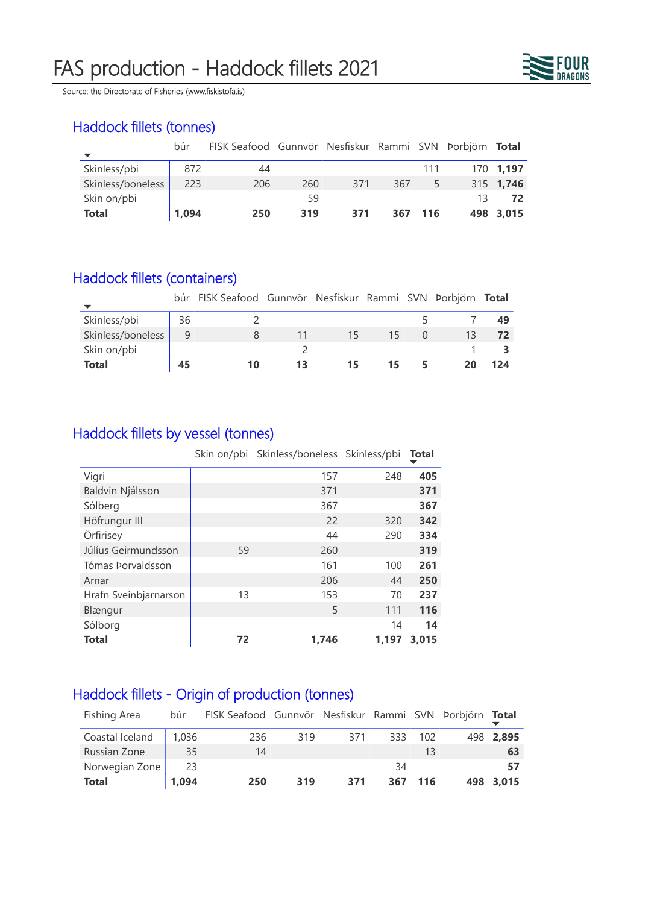# FAS production - Haddock fillets 2021

Source: the Directorate of Fisheries (www.fiskistofa.is)

## Haddock fillets (tonnes)

| | búr | FISK Seafood | Gunnvör | Nesfiskur | Rammi | SVN | Þorbjörn | **Total** |
|---|---|---|---|---|---|---|---|---|
| Skinless/pbi | 872 | 44 | | | | 111 | 170 | **1,197** |
| Skinless/boneless | 223 | 206 | 260 | 371 | 367 | 5 | 315 | **1,746** |
| Skin on/pbi | | | 59 | | | | 13 | **72** |
| **Total** | **1,094** | **250** | **319** | **371** | **367** | **116** | **498** | **3,015** |

## Haddock fillets (containers)

| | búr | FISK Seafood | Gunnvör | Nesfiskur | Rammi | SVN | Þorbjörn | **Total** |
|---|---|---|---|---|---|---|---|---|
| Skinless/pbi | 36 | 2 | | | | 5 | 7 | **49** |
| Skinless/boneless | 9 | 8 | 11 | 15 | 15 | 0 | 13 | **72** |
| Skin on/pbi | | | 2 | | | | 1 | **3** |
| **Total** | **45** | **10** | **13** | **15** | **15** | **5** | **20** | **124** |

## Haddock fillets by vessel (tonnes)

| | Skin on/pbi | Skinless/boneless | Skinless/pbi | **Total** |
|---|---|---|---|---|
| Vigri | | 157 | 248 | **405** |
| Baldvin Njálsson | | 371 | | **371** |
| Sólberg | | 367 | | **367** |
| Höfrungur III | | 22 | 320 | **342** |
| Örfirisey | | 44 | 290 | **334** |
| Júlíus Geirmundsson | 59 | 260 | | **319** |
| Tómas Þorvaldsson | | 161 | 100 | **261** |
| Arnar | | 206 | 44 | **250** |
| Hrafn Sveinbjarnarson | 13 | 153 | 70 | **237** |
| Blængur | | 5 | 111 | **116** |
| Sólborg | | | 14 | **14** |
| **Total** | **72** | **1,746** | **1,197** | **3,015** |

## Haddock fillets - Origin of production (tonnes)

| Fishing Area | búr | FISK Seafood | Gunnvör | Nesfiskur | Rammi | SVN | Þorbjörn | **Total** |
|---|---|---|---|---|---|---|---|---|
| Coastal Iceland | 1,036 | 236 | 319 | 371 | 333 | 102 | 498 | **2,895** |
| Russian Zone | 35 | 14 | | | | 13 | | **63** |
| Norwegian Zone | 23 | | | | 34 | | | **57** |
| **Total** | **1,094** | **250** | **319** | **371** | **367** | **116** | **498** | **3,015** |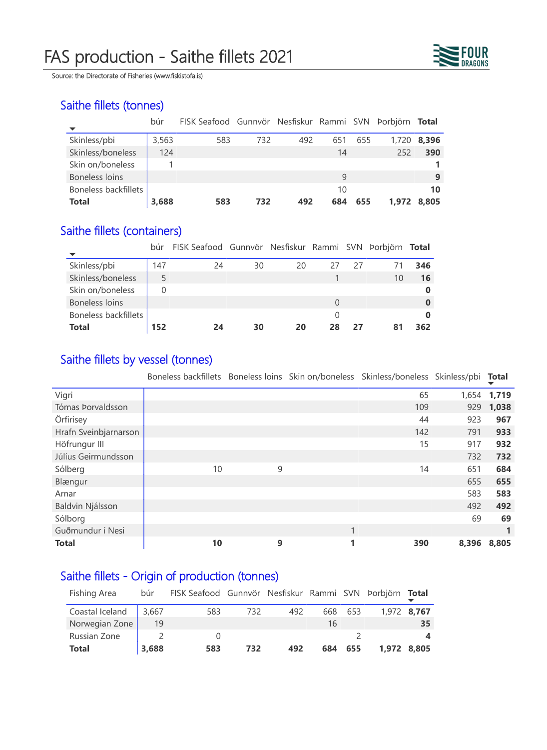# FAS production - Saithe fillets 2021

Source: the Directorate of Fisheries (www.fiskistofa.is)

## Saithe fillets (tonnes)

| | búr | FISK Seafood | Gunnvör | Nesfiskur | Rammi | SVN | Þorbjörn | Total |
|---|---|---|---|---|---|---|---|---|
| Skinless/pbi | 3,563 | 583 | 732 | 492 | 651 | 655 | 1,720 | **8,396** |
| Skinless/boneless | 124 | | | | 14 | | 252 | **390** |
| Skin on/boneless | 1 | | | | | | | **1** |
| Boneless loins | | | | | 9 | | | **9** |
| Boneless backfillets | | | | | 10 | | | **10** |
| **Total** | **3,688** | **583** | **732** | **492** | **684** | **655** | **1,972** | **8,805** |

## Saithe fillets (containers)

| | búr | FISK Seafood | Gunnvör | Nesfiskur | Rammi | SVN | Þorbjörn | Total |
|---|---|---|---|---|---|---|---|---|
| Skinless/pbi | 147 | 24 | 30 | 20 | 27 | 27 | 71 | **346** |
| Skinless/boneless | 5 | | | | 1 | | 10 | **16** |
| Skin on/boneless | 0 | | | | | | | **0** |
| Boneless loins | | | | | 0 | | | **0** |
| Boneless backfillets | | | | | 0 | | | **0** |
| **Total** | **152** | **24** | **30** | **20** | **28** | **27** | **81** | **362** |

## Saithe fillets by vessel (tonnes)

| | Boneless backfillets | Boneless loins | Skin on/boneless | Skinless/boneless | Skinless/pbi | Total |
|---|---|---|---|---|---|---|
| Vigri | | | | 65 | 1,654 | **1,719** |
| Tómas Þorvaldsson | | | | 109 | 929 | **1,038** |
| Örfirisey | | | | 44 | 923 | **967** |
| Hrafn Sveinbjarnarson | | | | 142 | 791 | **933** |
| Höfrungur III | | | | 15 | 917 | **932** |
| Júlíus Geirmundsson | | | | | 732 | **732** |
| Sólberg | 10 | 9 | | 14 | 651 | **684** |
| Blængur | | | | | 655 | **655** |
| Arnar | | | | | 583 | **583** |
| Baldvin Njálsson | | | | | 492 | **492** |
| Sólborg | | | | | 69 | **69** |
| Guðmundur í Nesi | | | 1 | | | **1** |
| **Total** | **10** | **9** | **1** | **390** | **8,396** | **8,805** |

## Saithe fillets - Origin of production (tonnes)

| Fishing Area | búr | FISK Seafood | Gunnvör | Nesfiskur | Rammi | SVN | Þorbjörn | Total |
|---|---|---|---|---|---|---|---|---|
| Coastal Iceland | 3,667 | 583 | 732 | 492 | 668 | 653 | 1,972 | **8,767** |
| Norwegian Zone | 19 | | | | 16 | | | **35** |
| Russian Zone | 2 | 0 | | | | 2 | | **4** |
| **Total** | **3,688** | **583** | **732** | **492** | **684** | **655** | **1,972** | **8,805** |